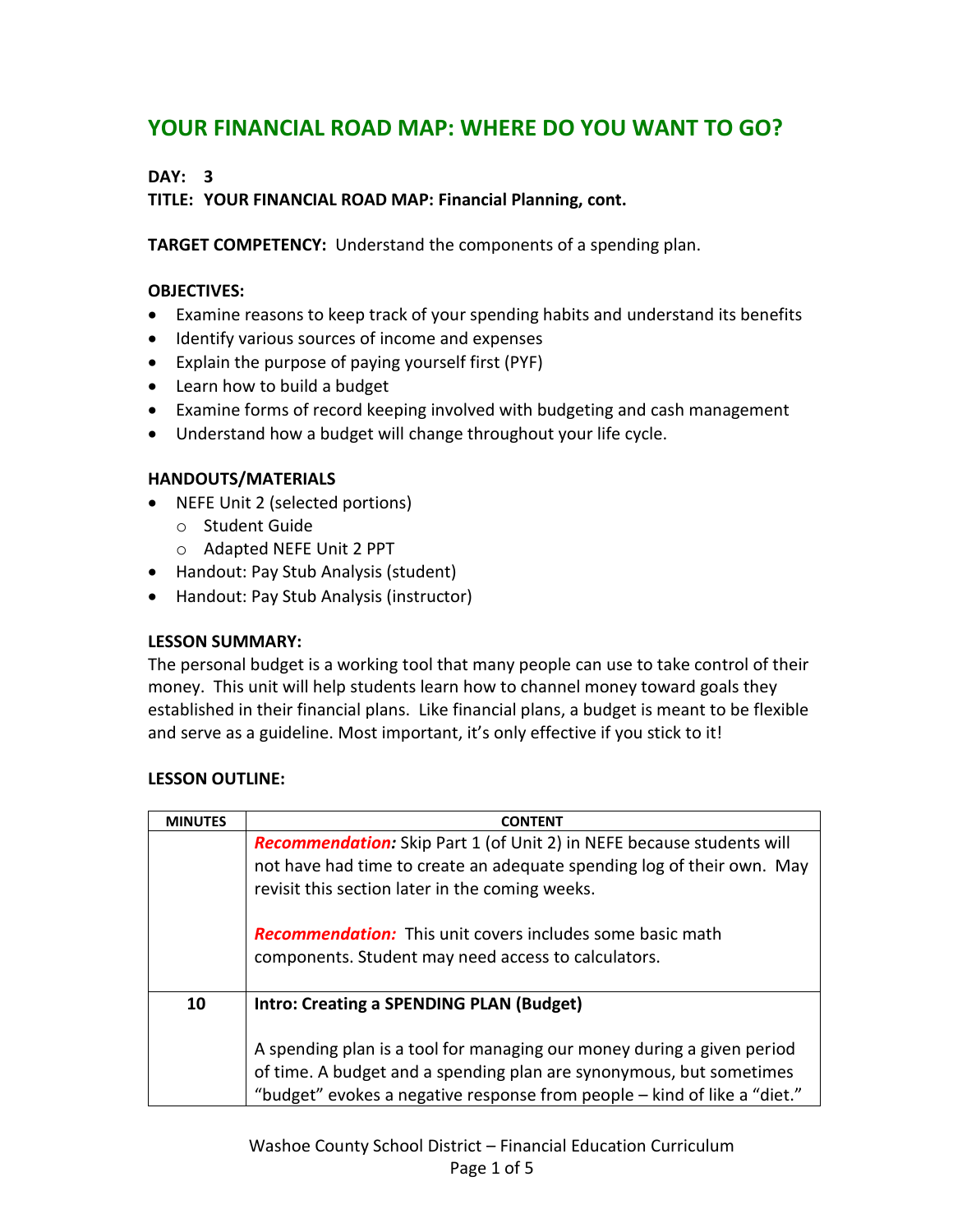# YOUR FINANCIAL ROAD MAP: WHERE DO YOU WANT TO GO?

**DAY: 3**

**TITLE: YOUR FINANCIAL ROAD MAP: Financial Planning, cont.**

**TARGET COMPETENCY:** Understand the components of a spending plan.

**OBJECTIVES:**

- Examine reasons to keep track of your spending habits and understand its benefits
- Identify various sources of income and expenses
- Explain the purpose of paying yourself first (PYF)
- Learn how to build a budget
- Examine forms of record keeping involved with budgeting and cash management
- Understand how a budget will change throughout your life cycle.

**HANDOUTS/MATERIALS**

- NEFE Unit 2 (selected portions)
  - Student Guide
  - Adapted NEFE Unit 2 PPT
- Handout: Pay Stub Analysis (student)
- Handout: Pay Stub Analysis (instructor)

**LESSON SUMMARY:**

The personal budget is a working tool that many people can use to take control of their money. This unit will help students learn how to channel money toward goals they established in their financial plans. Like financial plans, a budget is meant to be flexible and serve as a guideline. Most important, it's only effective if you stick to it!

**LESSON OUTLINE:**

| MINUTES | CONTENT |
| --- | --- |
| | ***Recommendation:*** Skip Part 1 (of Unit 2) in NEFE because students will not have had time to create an adequate spending log of their own. May revisit this section later in the coming weeks.<br><br>***Recommendation:*** This unit covers includes some basic math components. Student may need access to calculators. |
| **10** | **Intro: Creating a SPENDING PLAN (Budget)**<br><br>A spending plan is a tool for managing our money during a given period of time. A budget and a spending plan are synonymous, but sometimes "budget" evokes a negative response from people – kind of like a "diet." |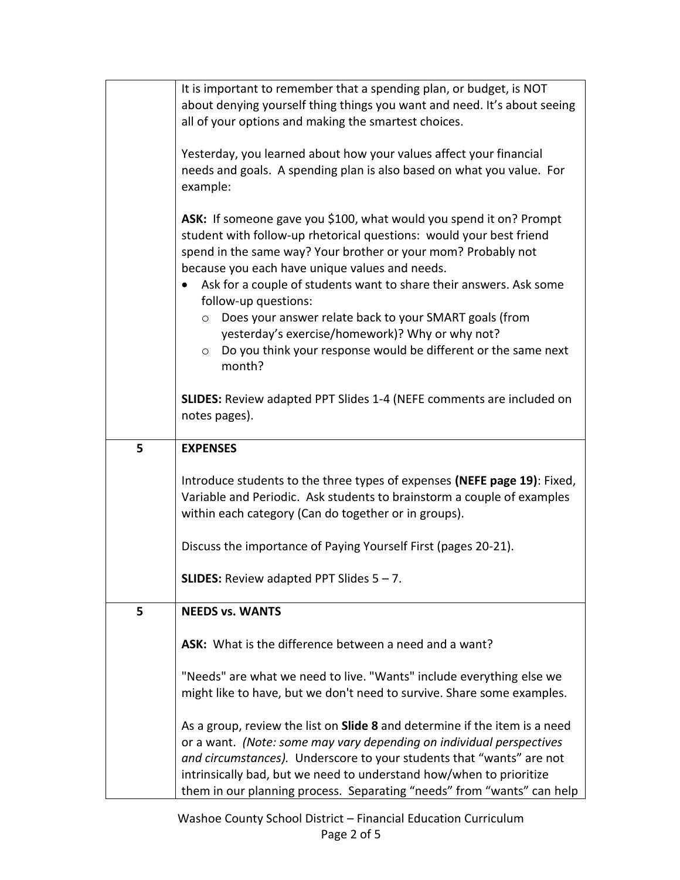| | |
|---|---|
| | It is important to remember that a spending plan, or budget, is NOT about denying yourself thing things you want and need. It's about seeing all of your options and making the smartest choices.<br><br>Yesterday, you learned about how your values affect your financial needs and goals. A spending plan is also based on what you value. For example:<br><br>**ASK:** If someone gave you $100, what would you spend it on? Prompt student with follow-up rhetorical questions: would your best friend spend in the same way? Your brother or your mom? Probably not because you each have unique values and needs.<br>• Ask for a couple of students want to share their answers. Ask some follow-up questions:<br>  ○ Does your answer relate back to your SMART goals (from yesterday's exercise/homework)? Why or why not?<br>  ○ Do you think your response would be different or the same next month?<br><br>**SLIDES:** Review adapted PPT Slides 1-4 (NEFE comments are included on notes pages). |
| 5 | **EXPENSES**<br><br>Introduce students to the three types of expenses **(NEFE page 19)**: Fixed, Variable and Periodic. Ask students to brainstorm a couple of examples within each category (Can do together or in groups).<br><br>Discuss the importance of Paying Yourself First (pages 20-21).<br><br>**SLIDES:** Review adapted PPT Slides 5 – 7. |
| 5 | **NEEDS vs. WANTS**<br><br>**ASK:** What is the difference between a need and a want?<br><br>"Needs" are what we need to live. "Wants" include everything else we might like to have, but we don't need to survive. Share some examples.<br><br>As a group, review the list on **Slide 8** and determine if the item is a need or a want. *(Note: some may vary depending on individual perspectives and circumstances).* Underscore to your students that "wants" are not intrinsically bad, but we need to understand how/when to prioritize them in our planning process. Separating "needs" from "wants" can help |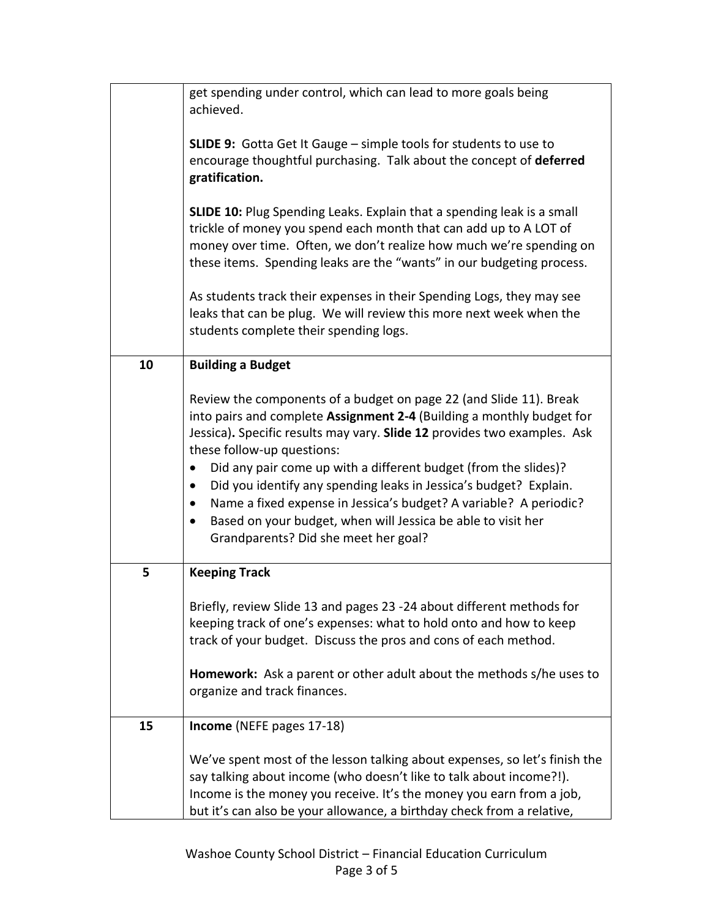| | |
|---|---|
| | get spending under control, which can lead to more goals being achieved.<br><br>**SLIDE 9:** Gotta Get It Gauge – simple tools for students to use to encourage thoughtful purchasing. Talk about the concept of **deferred gratification.**<br><br>**SLIDE 10:** Plug Spending Leaks. Explain that a spending leak is a small trickle of money you spend each month that can add up to A LOT of money over time. Often, we don't realize how much we're spending on these items. Spending leaks are the "wants" in our budgeting process.<br><br>As students track their expenses in their Spending Logs, they may see leaks that can be plug. We will review this more next week when the students complete their spending logs. |
| **10** | **Building a Budget**<br><br>Review the components of a budget on page 22 (and Slide 11). Break into pairs and complete **Assignment 2-4** (Building a monthly budget for Jessica)**.** Specific results may vary. **Slide 12** provides two examples. Ask these follow-up questions:<br>• Did any pair come up with a different budget (from the slides)?<br>• Did you identify any spending leaks in Jessica's budget? Explain.<br>• Name a fixed expense in Jessica's budget? A variable? A periodic?<br>• Based on your budget, when will Jessica be able to visit her Grandparents? Did she meet her goal? |
| **5** | **Keeping Track**<br><br>Briefly, review Slide 13 and pages 23 -24 about different methods for keeping track of one's expenses: what to hold onto and how to keep track of your budget. Discuss the pros and cons of each method.<br><br>**Homework:** Ask a parent or other adult about the methods s/he uses to organize and track finances. |
| **15** | **Income** (NEFE pages 17-18)<br><br>We've spent most of the lesson talking about expenses, so let's finish the say talking about income (who doesn't like to talk about income?!). Income is the money you receive. It's the money you earn from a job, but it's can also be your allowance, a birthday check from a relative, |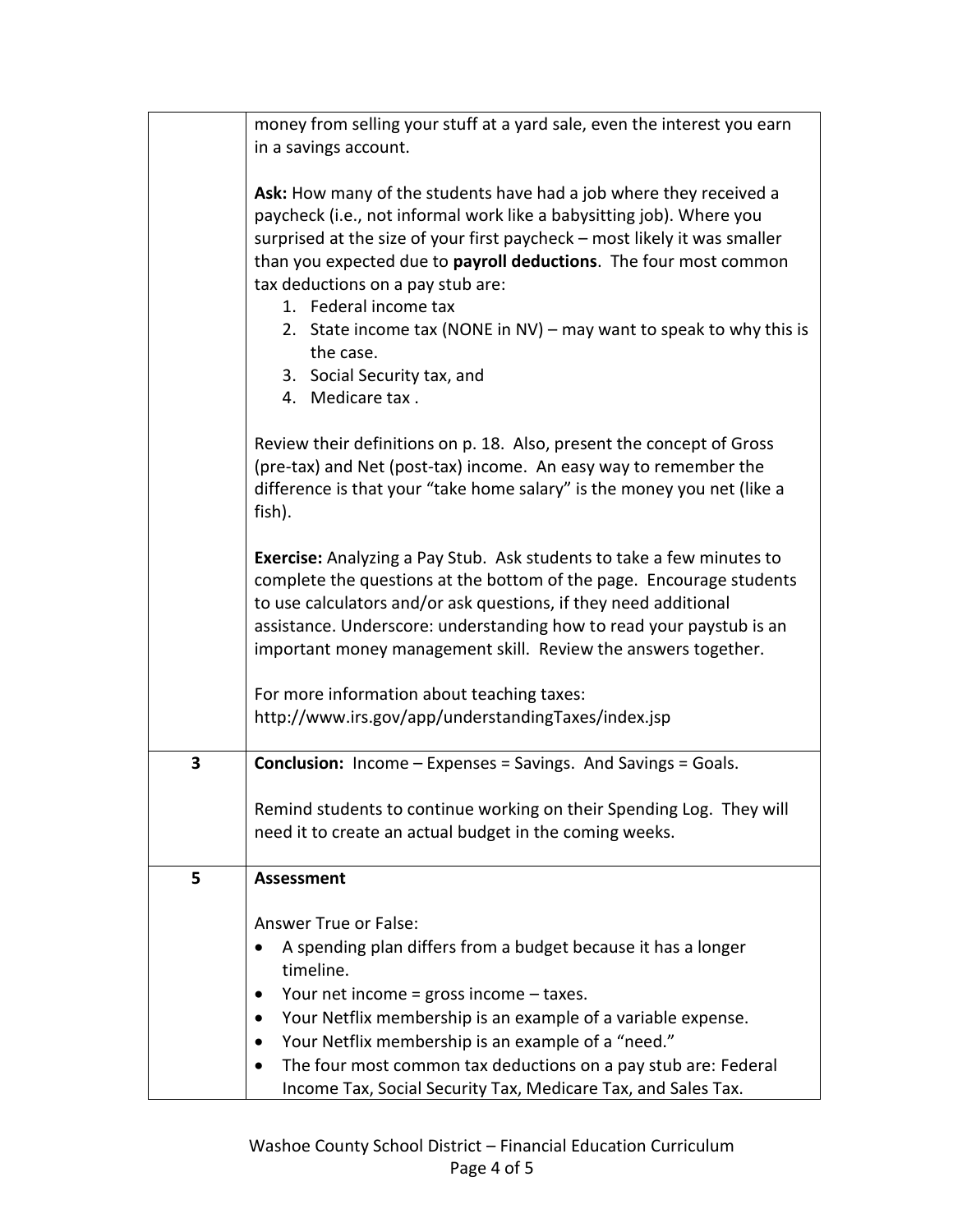| | |
|---|---|
| | money from selling your stuff at a yard sale, even the interest you earn in a savings account.<br><br>**Ask:** How many of the students have had a job where they received a paycheck (i.e., not informal work like a babysitting job). Where you surprised at the size of your first paycheck – most likely it was smaller than you expected due to **payroll deductions**. The four most common tax deductions on a pay stub are:<br>1. Federal income tax<br>2. State income tax (NONE in NV) – may want to speak to why this is the case.<br>3. Social Security tax, and<br>4. Medicare tax .<br><br>Review their definitions on p. 18. Also, present the concept of Gross (pre-tax) and Net (post-tax) income. An easy way to remember the difference is that your "take home salary" is the money you net (like a fish).<br><br>**Exercise:** Analyzing a Pay Stub. Ask students to take a few minutes to complete the questions at the bottom of the page. Encourage students to use calculators and/or ask questions, if they need additional assistance. Underscore: understanding how to read your paystub is an important money management skill. Review the answers together.<br><br>For more information about teaching taxes: http://www.irs.gov/app/understandingTaxes/index.jsp |
| **3** | **Conclusion:** Income – Expenses = Savings. And Savings = Goals.<br><br>Remind students to continue working on their Spending Log. They will need it to create an actual budget in the coming weeks. |
| **5** | **Assessment**<br><br>Answer True or False:<br>• A spending plan differs from a budget because it has a longer timeline.<br>• Your net income = gross income – taxes.<br>• Your Netflix membership is an example of a variable expense.<br>• Your Netflix membership is an example of a "need."<br>• The four most common tax deductions on a pay stub are: Federal Income Tax, Social Security Tax, Medicare Tax, and Sales Tax. |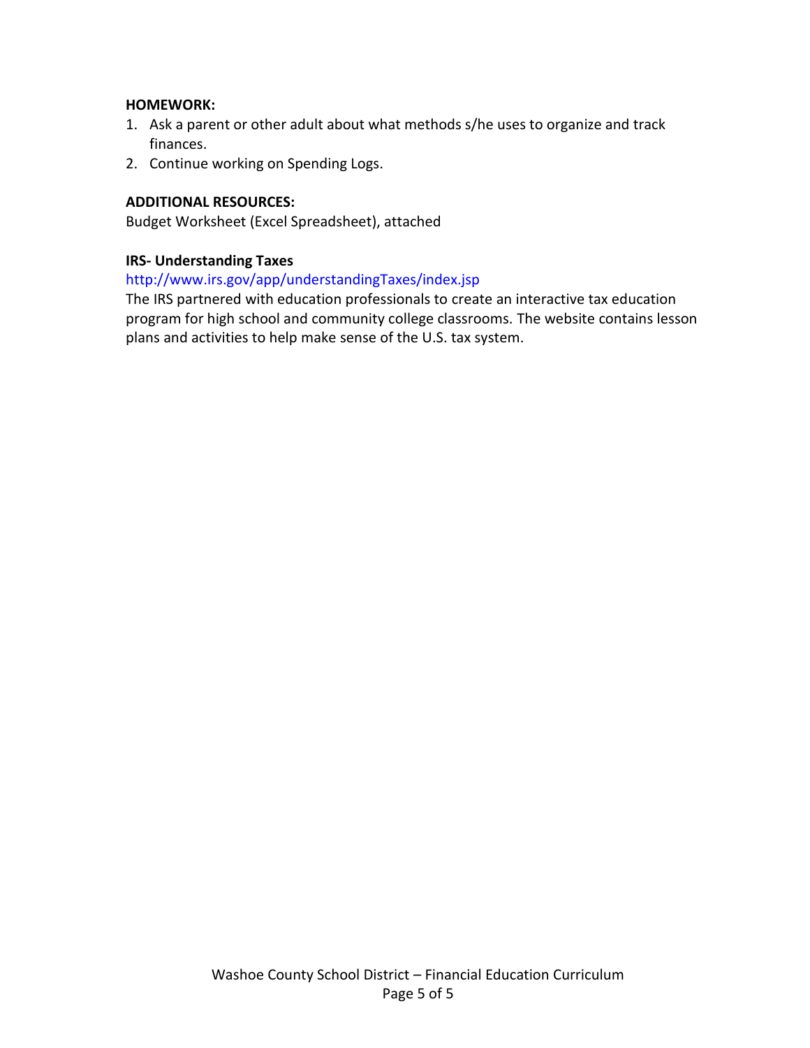**HOMEWORK:**

1. Ask a parent or other adult about what methods s/he uses to organize and track finances.
2. Continue working on Spending Logs.

**ADDITIONAL RESOURCES:**

Budget Worksheet (Excel Spreadsheet), attached

**IRS- Understanding Taxes**

http://www.irs.gov/app/understandingTaxes/index.jsp

The IRS partnered with education professionals to create an interactive tax education program for high school and community college classrooms. The website contains lesson plans and activities to help make sense of the U.S. tax system.